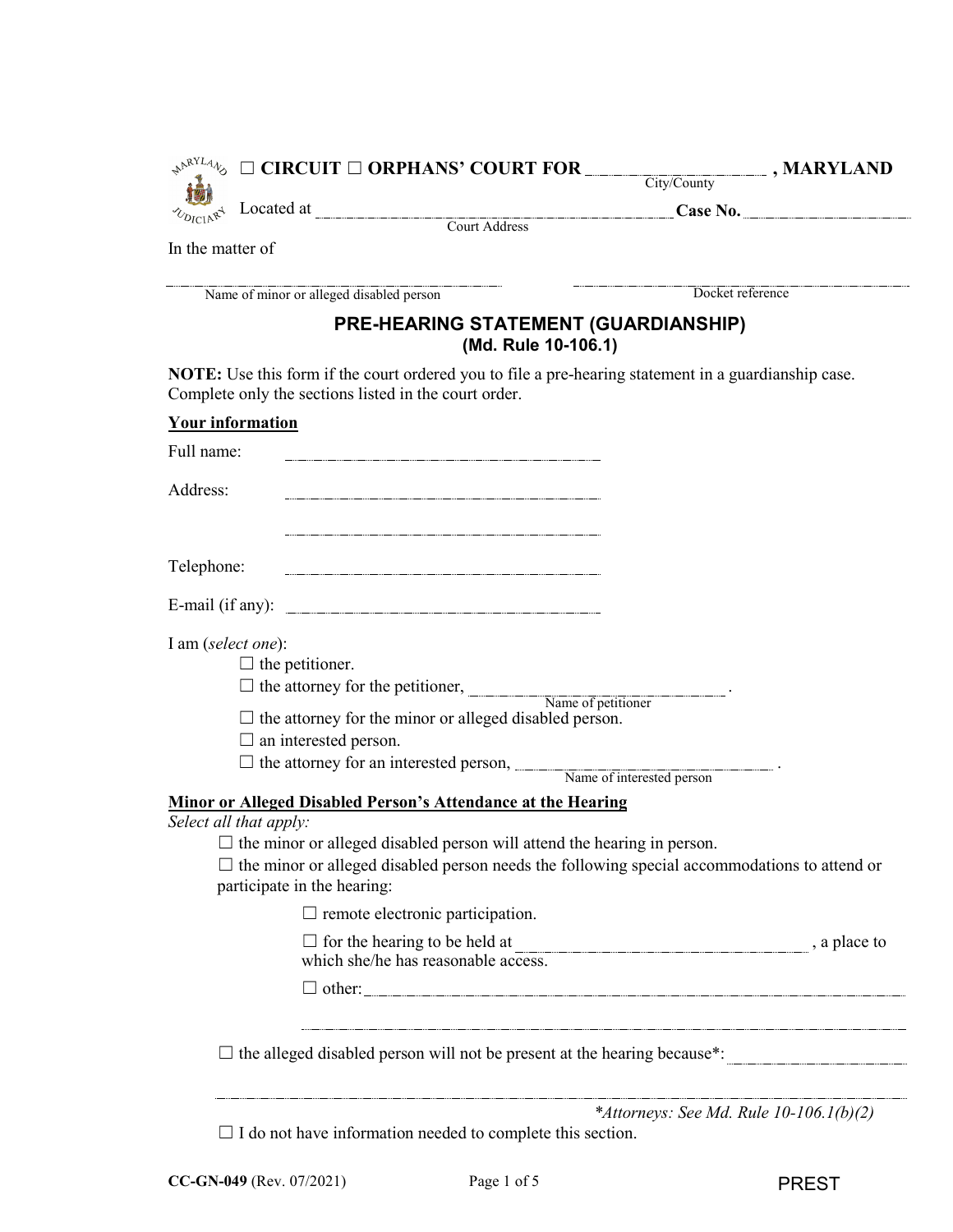☐ CIRCUIT ☐ ORPHANS' COURT FOR ______________________ , MARYLAND
City/County

Located at ________________________________________ **Case No.** ______________
Court Address

In the matter of

______________________________________ ______________________________________
Name of minor or alleged disabled person Docket reference

## PRE-HEARING STATEMENT (GUARDIANSHIP)
### (Md. Rule 10-106.1)

**NOTE:** Use this form if the court ordered you to file a pre-hearing statement in a guardianship case. Complete only the sections listed in the court order.

**Your information**

Full name: ______________________________________

Address: ______________________________________

______________________________________

Telephone: ______________________________________

E-mail (if any): ______________________________________

I am (*select one*):

☐ the petitioner.
☐ the attorney for the petitioner, ______________________________ .
Name of petitioner
☐ the attorney for the minor or alleged disabled person.
☐ an interested person.
☐ the attorney for an interested person, ______________________________ .
Name of interested person

**Minor or Alleged Disabled Person's Attendance at the Hearing**

*Select all that apply:*

☐ the minor or alleged disabled person will attend the hearing in person.

☐ the minor or alleged disabled person needs the following special accommodations to attend or participate in the hearing:

☐ remote electronic participation.

☐ for the hearing to be held at ______________________________ , a place to which she/he has reasonable access.

☐ other: ______________________________________

______________________________________

☐ the alleged disabled person will not be present at the hearing because*: ______________________________

______________________________________

*\*Attorneys: See Md. Rule 10-106.1(b)(2)*

☐ I do not have information needed to complete this section.

CC-GN-049 (Rev. 07/2021)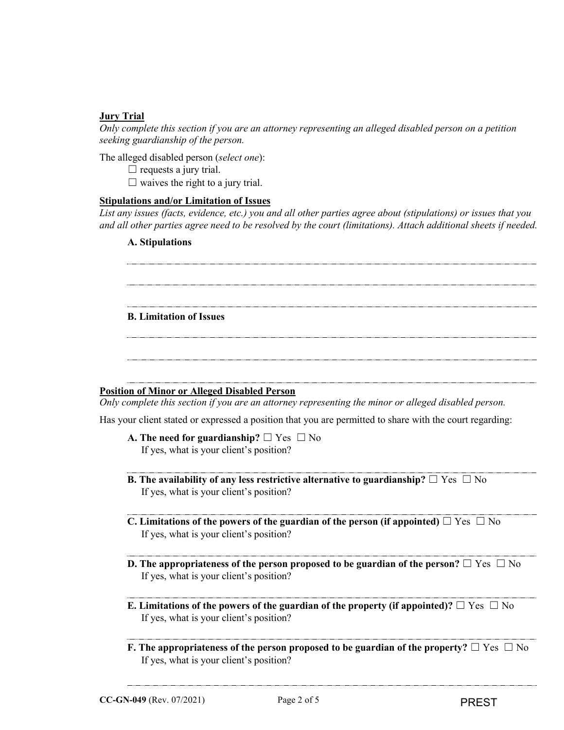**Jury Trial**

*Only complete this section if you are an attorney representing an alleged disabled person on a petition seeking guardianship of the person.*

The alleged disabled person (*select one*):

☐ requests a jury trial.

☐ waives the right to a jury trial.

**Stipulations and/or Limitation of Issues**

*List any issues (facts, evidence, etc.) you and all other parties agree about (stipulations) or issues that you and all other parties agree need to be resolved by the court (limitations). Attach additional sheets if needed.*

**A. Stipulations**

______________________________________________________________________

______________________________________________________________________

______________________________________________________________________

**B. Limitation of Issues**

______________________________________________________________________

______________________________________________________________________

______________________________________________________________________

**Position of Minor or Alleged Disabled Person**

*Only complete this section if you are an attorney representing the minor or alleged disabled person.*

Has your client stated or expressed a position that you are permitted to share with the court regarding:

**A. The need for guardianship?** ☐ Yes ☐ No
If yes, what is your client's position?

______________________________________________________________________

**B. The availability of any less restrictive alternative to guardianship?** ☐ Yes ☐ No
If yes, what is your client's position?

______________________________________________________________________

**C. Limitations of the powers of the guardian of the person (if appointed)** ☐ Yes ☐ No
If yes, what is your client's position?

______________________________________________________________________

**D. The appropriateness of the person proposed to be guardian of the person?** ☐ Yes ☐ No
If yes, what is your client's position?

______________________________________________________________________

**E. Limitations of the powers of the guardian of the property (if appointed)?** ☐ Yes ☐ No
If yes, what is your client's position?

______________________________________________________________________

**F. The appropriateness of the person proposed to be guardian of the property?** ☐ Yes ☐ No
If yes, what is your client's position?

______________________________________________________________________

**CC-GN-049** (Rev. 07/2021) PREST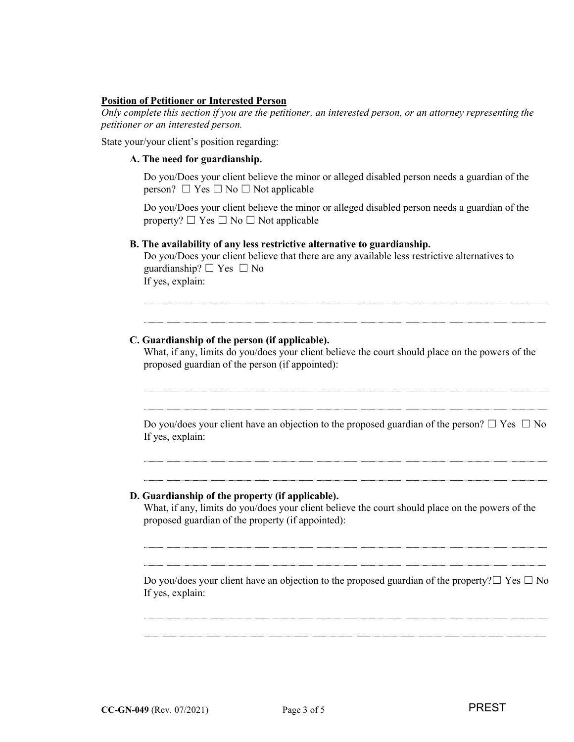**Position of Petitioner or Interested Person**

*Only complete this section if you are the petitioner, an interested person, or an attorney representing the petitioner or an interested person.*

State your/your client's position regarding:

**A. The need for guardianship.**

Do you/Does your client believe the minor or alleged disabled person needs a guardian of the person? ☐ Yes ☐ No ☐ Not applicable

Do you/Does your client believe the minor or alleged disabled person needs a guardian of the property? ☐ Yes ☐ No ☐ Not applicable

**B. The availability of any less restrictive alternative to guardianship.**

Do you/Does your client believe that there are any available less restrictive alternatives to guardianship? ☐ Yes ☐ No

If yes, explain:

______________________________________________________________________________

______________________________________________________________________________

**C. Guardianship of the person (if applicable).**

What, if any, limits do you/does your client believe the court should place on the powers of the proposed guardian of the person (if appointed):

______________________________________________________________________________

______________________________________________________________________________

Do you/does your client have an objection to the proposed guardian of the person? ☐ Yes ☐ No

If yes, explain:

______________________________________________________________________________

______________________________________________________________________________

**D. Guardianship of the property (if applicable).**

What, if any, limits do you/does your client believe the court should place on the powers of the proposed guardian of the property (if appointed):

______________________________________________________________________________

______________________________________________________________________________

Do you/does your client have an objection to the proposed guardian of the property? ☐ Yes ☐ No

If yes, explain:

______________________________________________________________________________

______________________________________________________________________________

**CC-GN-049** (Rev. 07/2021) PREST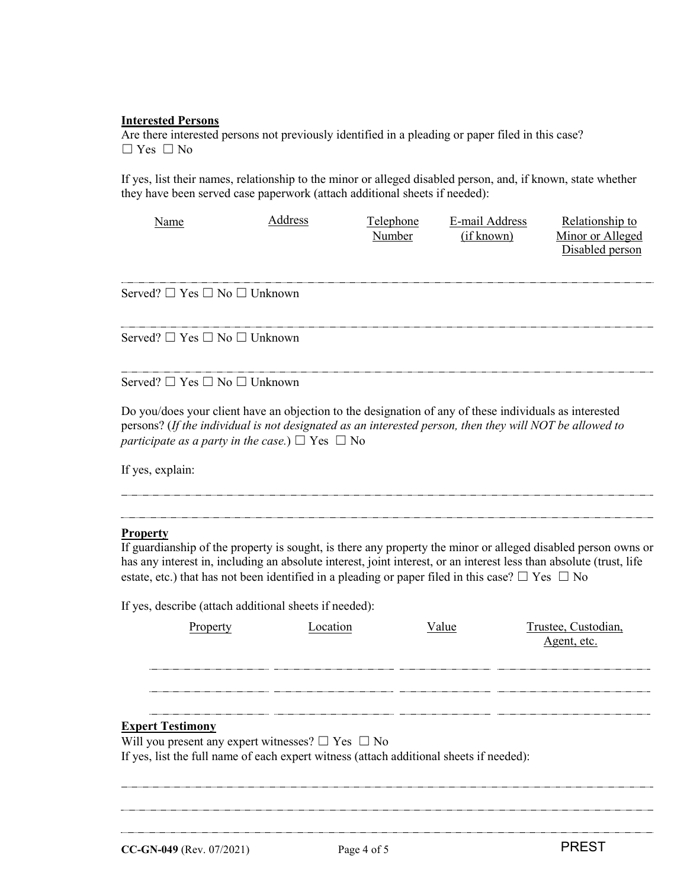**Interested Persons**

Are there interested persons not previously identified in a pleading or paper filed in this case?
☐ Yes ☐ No

If yes, list their names, relationship to the minor or alleged disabled person, and, if known, state whether they have been served case paperwork (attach additional sheets if needed):

| Name | Address | Telephone Number | E-mail Address (if known) | Relationship to Minor or Alleged Disabled person |
|---|---|---|---|---|
| | | | | |

Served? ☐ Yes ☐ No ☐ Unknown

Served? ☐ Yes ☐ No ☐ Unknown

Served? ☐ Yes ☐ No ☐ Unknown

Do you/does your client have an objection to the designation of any of these individuals as interested persons? (*If the individual is not designated as an interested person, then they will NOT be allowed to participate as a party in the case.*) ☐ Yes ☐ No

If yes, explain:

**Property**

If guardianship of the property is sought, is there any property the minor or alleged disabled person owns or has any interest in, including an absolute interest, joint interest, or an interest less than absolute (trust, life estate, etc.) that has not been identified in a pleading or paper filed in this case? ☐ Yes ☐ No

If yes, describe (attach additional sheets if needed):

| Property | Location | Value | Trustee, Custodian, Agent, etc. |
|---|---|---|---|
| | | | |
| | | | |
| | | | |

**Expert Testimony**

Will you present any expert witnesses? ☐ Yes ☐ No

If yes, list the full name of each expert witness (attach additional sheets if needed):

CC-GN-049 (Rev. 07/2021) PREST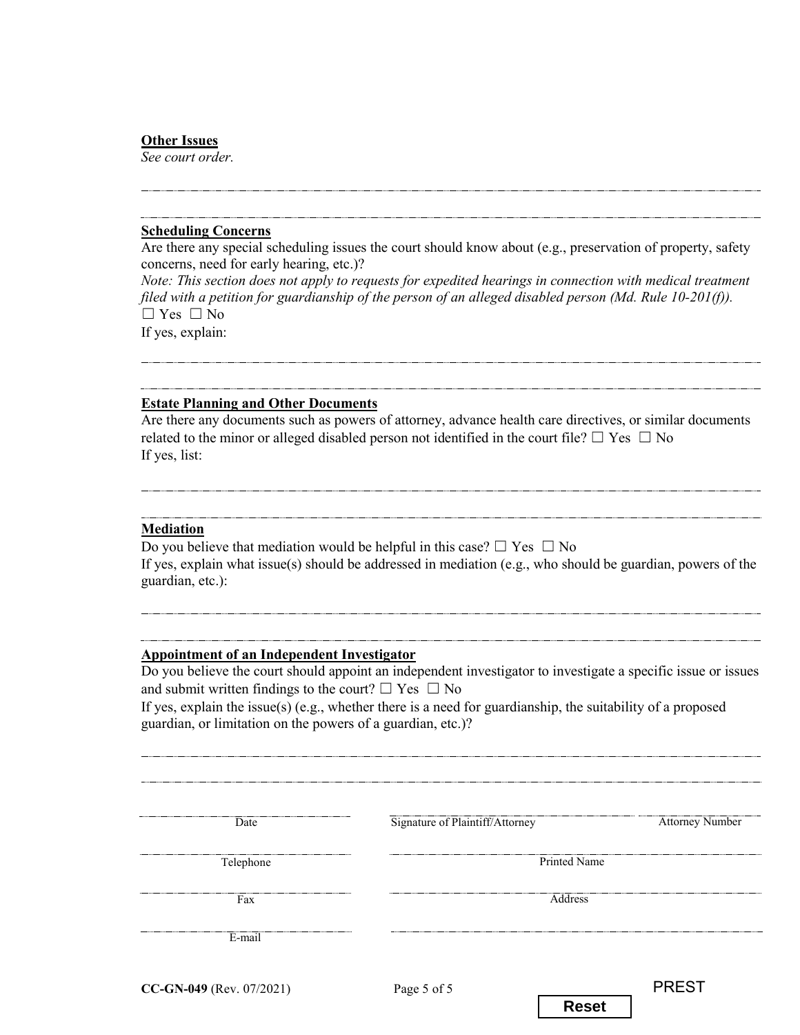**Other Issues**

*See court order.*

**Scheduling Concerns**

Are there any special scheduling issues the court should know about (e.g., preservation of property, safety concerns, need for early hearing, etc.)?

*Note: This section does not apply to requests for expedited hearings in connection with medical treatment filed with a petition for guardianship of the person of an alleged disabled person (Md. Rule 10-201(f)).*

☐ Yes ☐ No

If yes, explain:

**Estate Planning and Other Documents**

Are there any documents such as powers of attorney, advance health care directives, or similar documents related to the minor or alleged disabled person not identified in the court file? ☐ Yes ☐ No

If yes, list:

**Mediation**

Do you believe that mediation would be helpful in this case? ☐ Yes ☐ No

If yes, explain what issue(s) should be addressed in mediation (e.g., who should be guardian, powers of the guardian, etc.):

**Appointment of an Independent Investigator**

Do you believe the court should appoint an independent investigator to investigate a specific issue or issues and submit written findings to the court? ☐ Yes ☐ No

If yes, explain the issue(s) (e.g., whether there is a need for guardianship, the suitability of a proposed guardian, or limitation on the powers of a guardian, etc.)?

| | | |
|---|---|---|
| Date | Signature of Plaintiff/Attorney | Attorney Number |
| Telephone | Printed Name | |
| Fax | Address | |
| E-mail | | |

**CC-GN-049** (Rev. 07/2021)

PREST

Reset